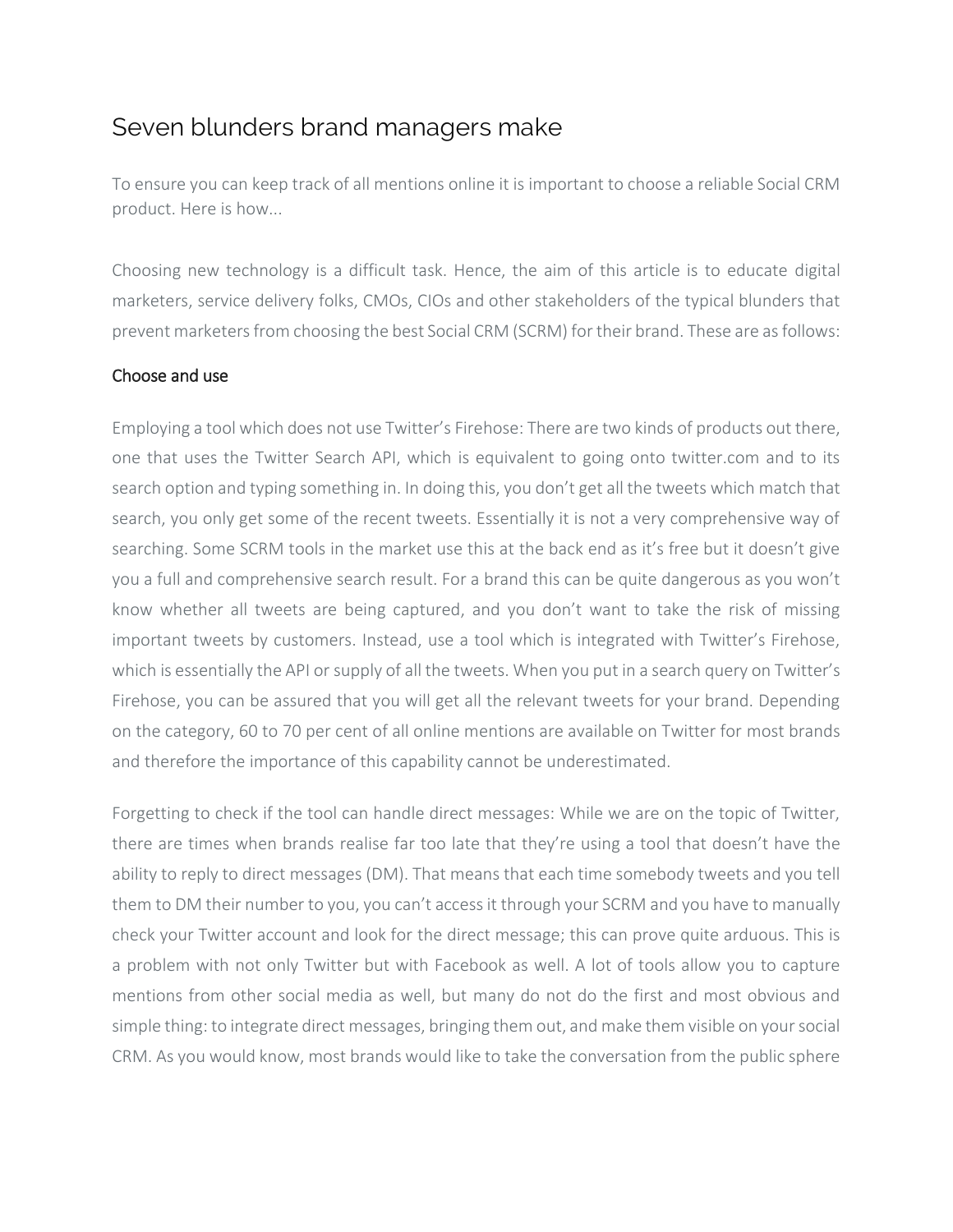# Seven blunders brand managers make

To ensure you can keep track of all mentions online it is important to choose a reliable Social CRM product. Here is how...

Choosing new technology is a difficult task. Hence, the aim of this article is to educate digital marketers, service delivery folks, CMOs, CIOs and other stakeholders of the typical blunders that prevent marketers from choosing the best Social CRM (SCRM) for their brand. These are as follows:

## Choose and use

Employing a tool which does not use Twitter's Firehose: There are two kinds of products out there, one that uses the Twitter Search API, which is equivalent to going onto twitter.com and to its search option and typing something in. In doing this, you don't get all the tweets which match that search, you only get some of the recent tweets. Essentially it is not a very comprehensive way of searching. Some SCRM tools in the market use this at the back end as it's free but it doesn't give you a full and comprehensive search result. For a brand this can be quite dangerous as you won't know whether all tweets are being captured, and you don't want to take the risk of missing important tweets by customers. Instead, use a tool which is integrated with Twitter's Firehose, which is essentially the API or supply of all the tweets. When you put in a search query on Twitter's Firehose, you can be assured that you will get all the relevant tweets for your brand. Depending on the category, 60 to 70 per cent of all online mentions are available on Twitter for most brands and therefore the importance of this capability cannot be underestimated.

Forgetting to check if the tool can handle direct messages: While we are on the topic of Twitter, there are times when brands realise far too late that they're using a tool that doesn't have the ability to reply to direct messages (DM). That means that each time somebody tweets and you tell them to DM their number to you, you can't access it through your SCRM and you have to manually check your Twitter account and look for the direct message; this can prove quite arduous. This is a problem with not only Twitter but with Facebook as well. A lot of tools allow you to capture mentions from other social media as well, but many do not do the first and most obvious and simple thing: to integrate direct messages, bringing them out, and make them visible on your social CRM. As you would know, most brands would like to take the conversation from the public sphere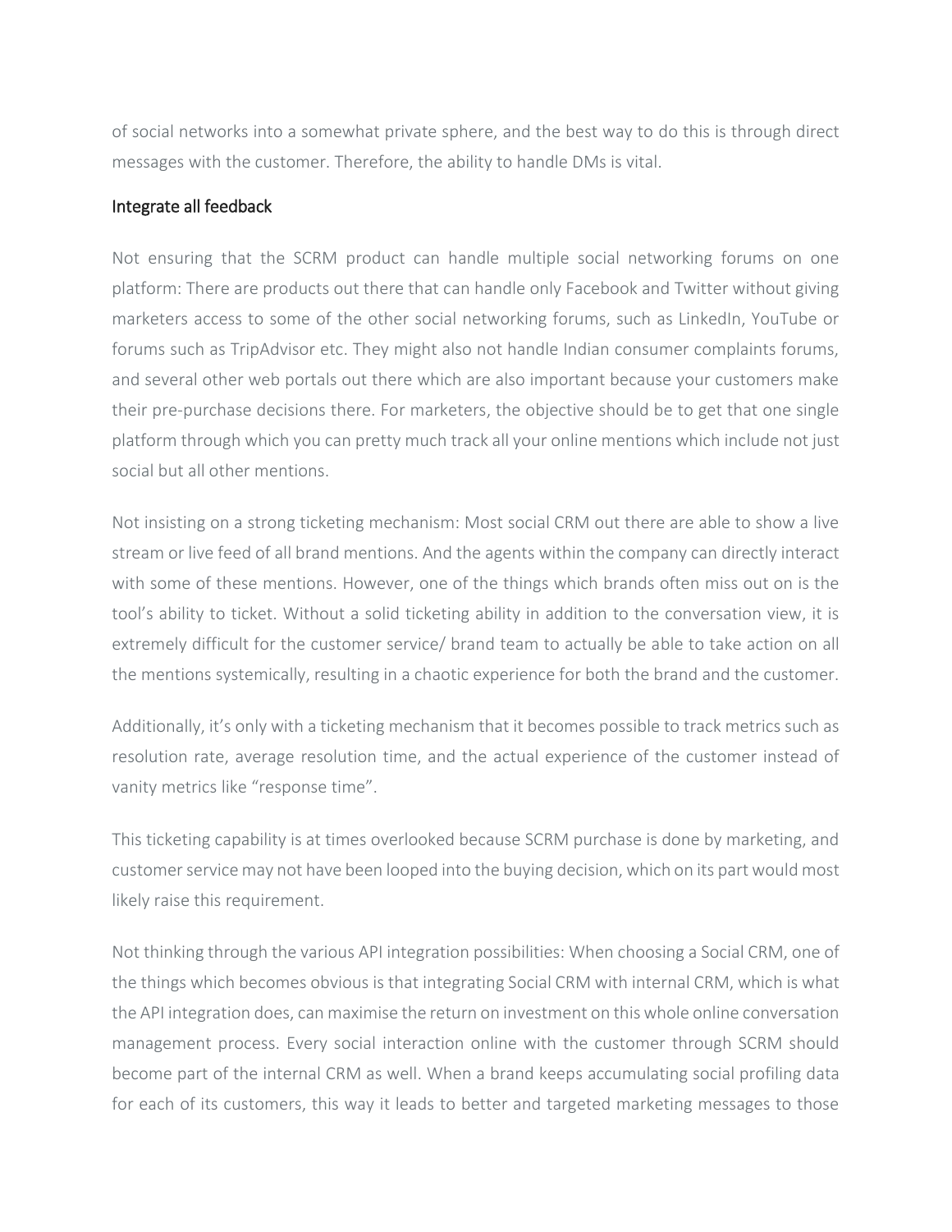of social networks into a somewhat private sphere, and the best way to do this is through direct messages with the customer. Therefore, the ability to handle DMs is vital.

## Integrate all feedback

Not ensuring that the SCRM product can handle multiple social networking forums on one platform: There are products out there that can handle only Facebook and Twitter without giving marketers access to some of the other social networking forums, such as LinkedIn, YouTube or forums such as TripAdvisor etc. They might also not handle Indian consumer complaints forums, and several other web portals out there which are also important because your customers make their pre-purchase decisions there. For marketers, the objective should be to get that one single platform through which you can pretty much track all your online mentions which include not just social but all other mentions.

Not insisting on a strong ticketing mechanism: Most social CRM out there are able to show a live stream or live feed of all brand mentions. And the agents within the company can directly interact with some of these mentions. However, one of the things which brands often miss out on is the tool's ability to ticket. Without a solid ticketing ability in addition to the conversation view, it is extremely difficult for the customer service/ brand team to actually be able to take action on all the mentions systemically, resulting in a chaotic experience for both the brand and the customer.

Additionally, it's only with a ticketing mechanism that it becomes possible to track metrics such as resolution rate, average resolution time, and the actual experience of the customer instead of vanity metrics like "response time".

This ticketing capability is at times overlooked because SCRM purchase is done by marketing, and customer service may not have been looped into the buying decision, which on its part would most likely raise this requirement.

Not thinking through the various API integration possibilities: When choosing a Social CRM, one of the things which becomes obvious is that integrating Social CRM with internal CRM, which is what the API integration does, can maximise the return on investment on this whole online conversation management process. Every social interaction online with the customer through SCRM should become part of the internal CRM as well. When a brand keeps accumulating social profiling data for each of its customers, this way it leads to better and targeted marketing messages to those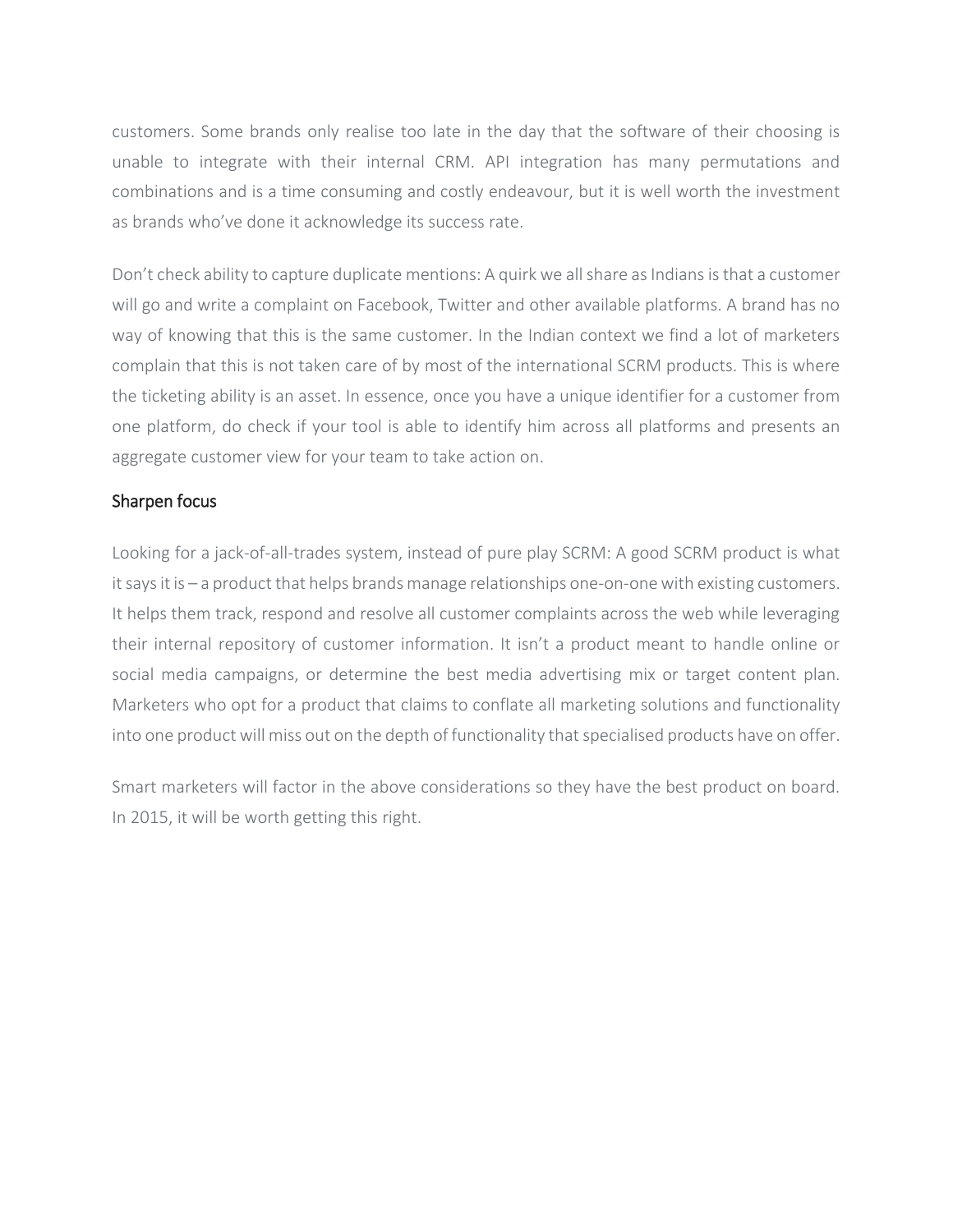customers. Some brands only realise too late in the day that the software of their choosing is unable to integrate with their internal CRM. API integration has many permutations and combinations and is a time consuming and costly endeavour, but it is well worth the investment as brands who've done it acknowledge its success rate.

Don't check ability to capture duplicate mentions: A quirk we all share as Indians is that a customer will go and write a complaint on Facebook, Twitter and other available platforms. A brand has no way of knowing that this is the same customer. In the Indian context we find a lot of marketers complain that this is not taken care of by most of the international SCRM products. This is where the ticketing ability is an asset. In essence, once you have a unique identifier for a customer from one platform, do check if your tool is able to identify him across all platforms and presents an aggregate customer view for your team to take action on.

## Sharpen focus

Looking for a jack-of-all-trades system, instead of pure play SCRM: A good SCRM product is what it says it is – a product that helps brands manage relationships one-on-one with existing customers. It helps them track, respond and resolve all customer complaints across the web while leveraging their internal repository of customer information. It isn't a product meant to handle online or social media campaigns, or determine the best media advertising mix or target content plan. Marketers who opt for a product that claims to conflate all marketing solutions and functionality into one product will miss out on the depth of functionality that specialised products have on offer.

Smart marketers will factor in the above considerations so they have the best product on board. In 2015, it will be worth getting this right.